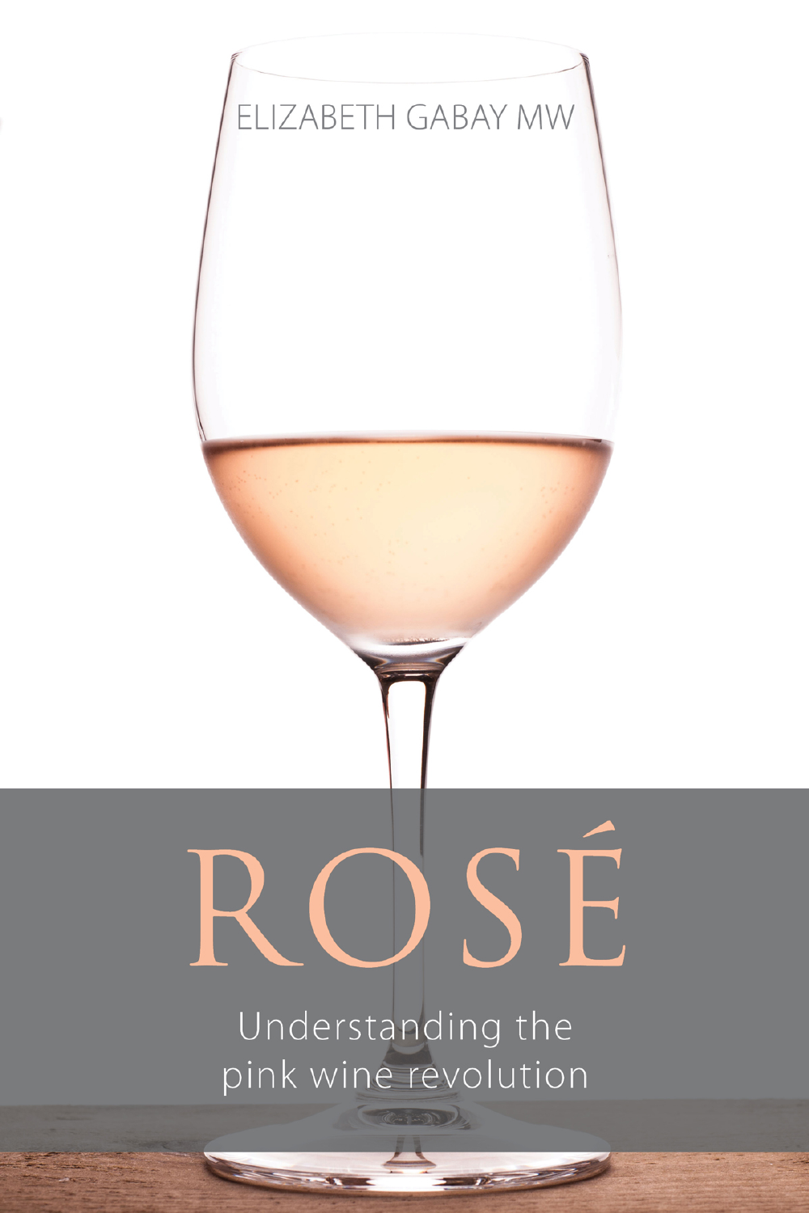ELIZABETH GABAY MW

# ROSÉ

Understanding the pink wine revolution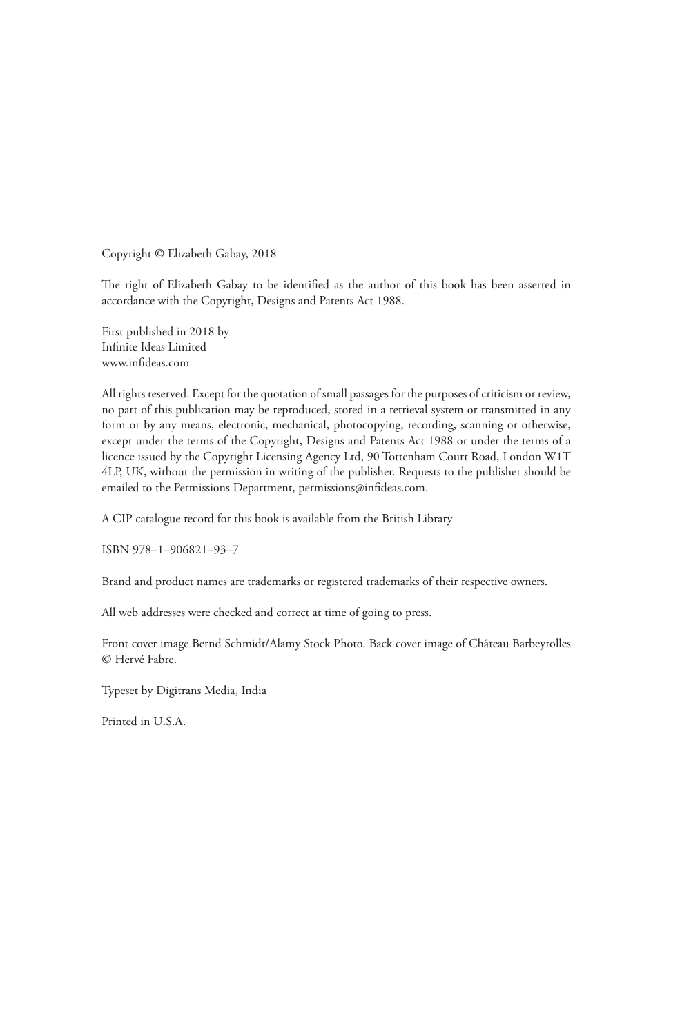Copyright © Elizabeth Gabay, 2018

The right of Elizabeth Gabay to be identified as the author of this book has been asserted in accordance with the Copyright, Designs and Patents Act 1988.

First published in 2018 by
Infinite Ideas Limited
www.infideas.com

All rights reserved. Except for the quotation of small passages for the purposes of criticism or review, no part of this publication may be reproduced, stored in a retrieval system or transmitted in any form or by any means, electronic, mechanical, photocopying, recording, scanning or otherwise, except under the terms of the Copyright, Designs and Patents Act 1988 or under the terms of a licence issued by the Copyright Licensing Agency Ltd, 90 Tottenham Court Road, London W1T 4LP, UK, without the permission in writing of the publisher. Requests to the publisher should be emailed to the Permissions Department, permissions@infideas.com.

A CIP catalogue record for this book is available from the British Library

ISBN 978–1–906821–93–7

Brand and product names are trademarks or registered trademarks of their respective owners.

All web addresses were checked and correct at time of going to press.

Front cover image Bernd Schmidt/Alamy Stock Photo. Back cover image of Château Barbeyrolles © Hervé Fabre.

Typeset by Digitrans Media, India

Printed in U.S.A.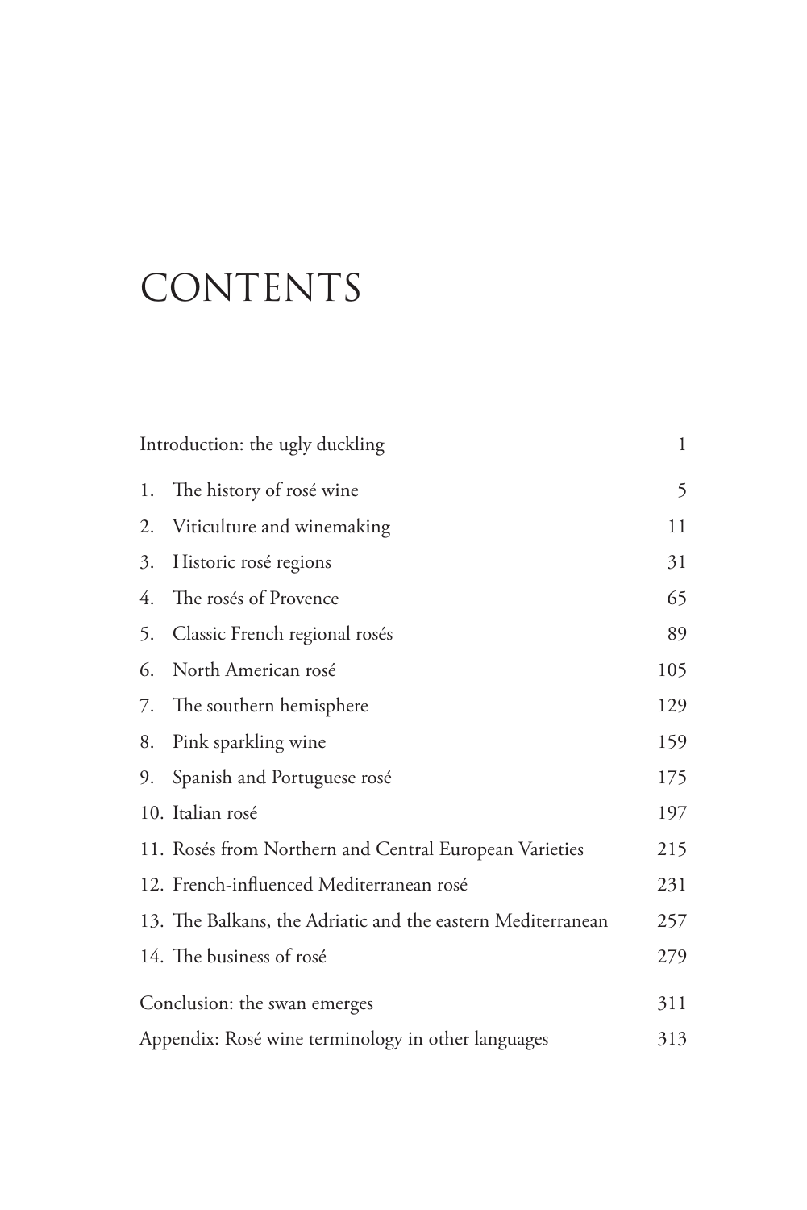# CONTENTS

| | |
|---|---|
| Introduction: the ugly duckling | 1 |
| 1. The history of rosé wine | 5 |
| 2. Viticulture and winemaking | 11 |
| 3. Historic rosé regions | 31 |
| 4. The rosés of Provence | 65 |
| 5. Classic French regional rosés | 89 |
| 6. North American rosé | 105 |
| 7. The southern hemisphere | 129 |
| 8. Pink sparkling wine | 159 |
| 9. Spanish and Portuguese rosé | 175 |
| 10. Italian rosé | 197 |
| 11. Rosés from Northern and Central European Varieties | 215 |
| 12. French-influenced Mediterranean rosé | 231 |
| 13. The Balkans, the Adriatic and the eastern Mediterranean | 257 |
| 14. The business of rosé | 279 |
| Conclusion: the swan emerges | 311 |
| Appendix: Rosé wine terminology in other languages | 313 |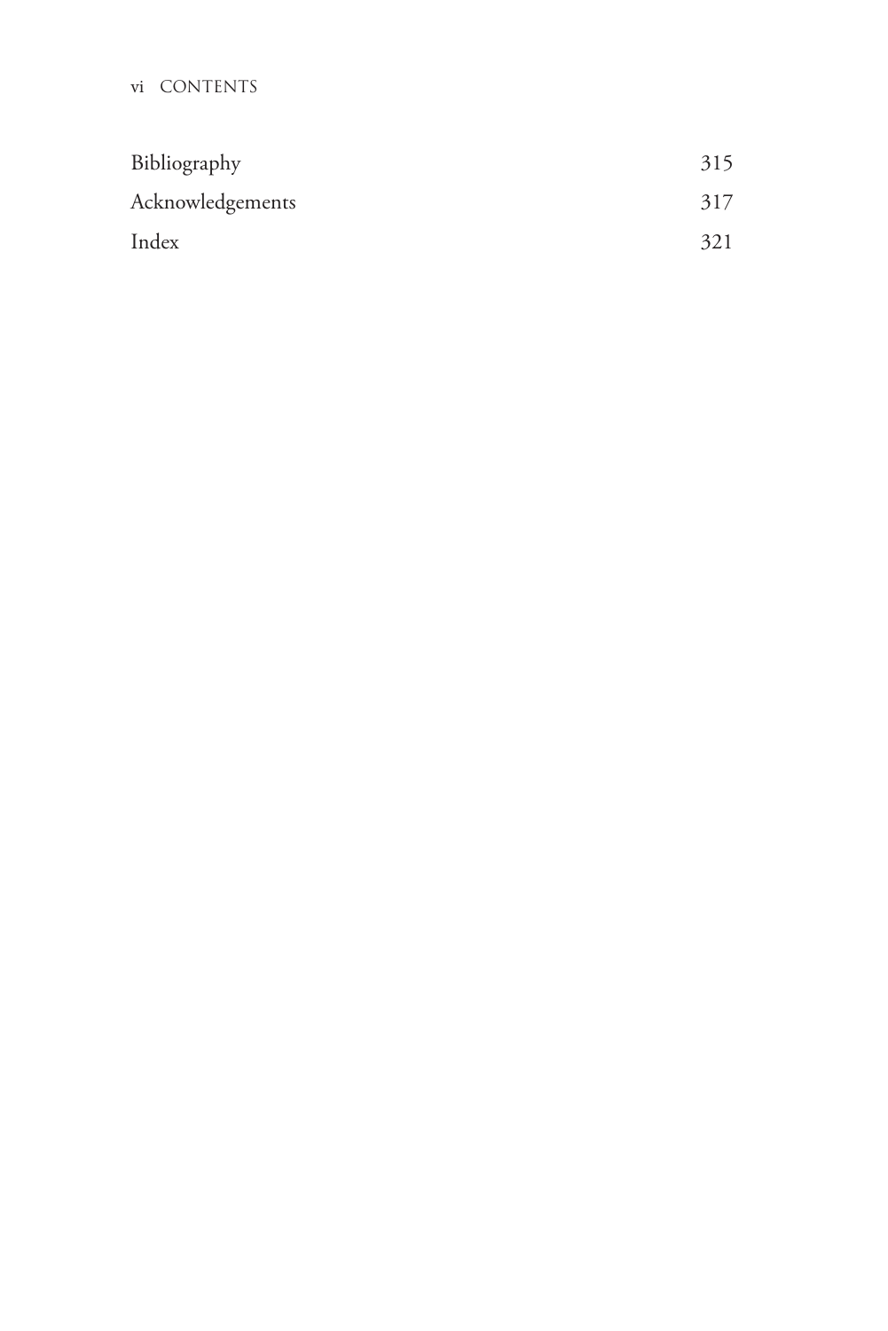| | |
|---|---|
| Bibliography | 315 |
| Acknowledgements | 317 |
| Index | 321 |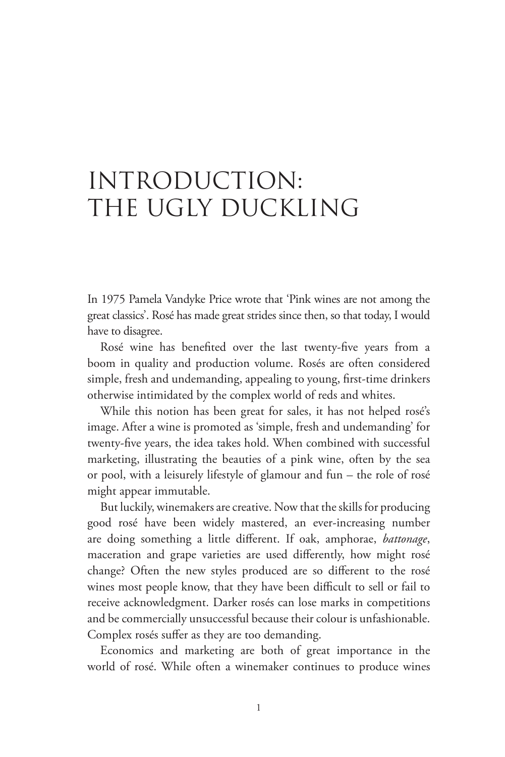# INTRODUCTION: THE UGLY DUCKLING

In 1975 Pamela Vandyke Price wrote that 'Pink wines are not among the great classics'. Rosé has made great strides since then, so that today, I would have to disagree.

Rosé wine has benefited over the last twenty-five years from a boom in quality and production volume. Rosés are often considered simple, fresh and undemanding, appealing to young, first-time drinkers otherwise intimidated by the complex world of reds and whites.

While this notion has been great for sales, it has not helped rosé's image. After a wine is promoted as 'simple, fresh and undemanding' for twenty-five years, the idea takes hold. When combined with successful marketing, illustrating the beauties of a pink wine, often by the sea or pool, with a leisurely lifestyle of glamour and fun – the role of rosé might appear immutable.

But luckily, winemakers are creative. Now that the skills for producing good rosé have been widely mastered, an ever-increasing number are doing something a little different. If oak, amphorae, *battonage*, maceration and grape varieties are used differently, how might rosé change? Often the new styles produced are so different to the rosé wines most people know, that they have been difficult to sell or fail to receive acknowledgment. Darker rosés can lose marks in competitions and be commercially unsuccessful because their colour is unfashionable. Complex rosés suffer as they are too demanding.

Economics and marketing are both of great importance in the world of rosé. While often a winemaker continues to produce wines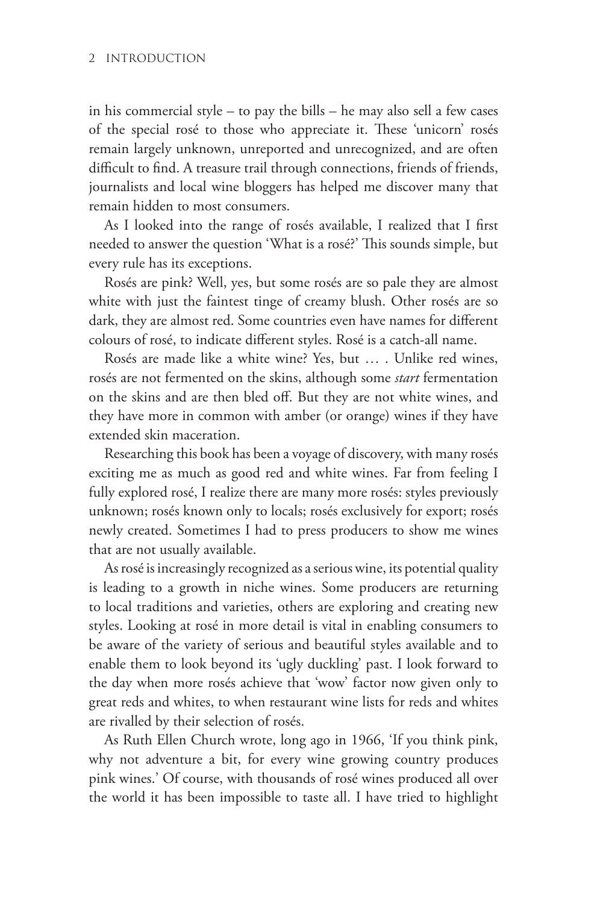in his commercial style – to pay the bills – he may also sell a few cases of the special rosé to those who appreciate it. These 'unicorn' rosés remain largely unknown, unreported and unrecognized, and are often difficult to find. A treasure trail through connections, friends of friends, journalists and local wine bloggers has helped me discover many that remain hidden to most consumers.

As I looked into the range of rosés available, I realized that I first needed to answer the question 'What is a rosé?' This sounds simple, but every rule has its exceptions.

Rosés are pink? Well, yes, but some rosés are so pale they are almost white with just the faintest tinge of creamy blush. Other rosés are so dark, they are almost red. Some countries even have names for different colours of rosé, to indicate different styles. Rosé is a catch-all name.

Rosés are made like a white wine? Yes, but … . Unlike red wines, rosés are not fermented on the skins, although some *start* fermentation on the skins and are then bled off. But they are not white wines, and they have more in common with amber (or orange) wines if they have extended skin maceration.

Researching this book has been a voyage of discovery, with many rosés exciting me as much as good red and white wines. Far from feeling I fully explored rosé, I realize there are many more rosés: styles previously unknown; rosés known only to locals; rosés exclusively for export; rosés newly created. Sometimes I had to press producers to show me wines that are not usually available.

As rosé is increasingly recognized as a serious wine, its potential quality is leading to a growth in niche wines. Some producers are returning to local traditions and varieties, others are exploring and creating new styles. Looking at rosé in more detail is vital in enabling consumers to be aware of the variety of serious and beautiful styles available and to enable them to look beyond its 'ugly duckling' past. I look forward to the day when more rosés achieve that 'wow' factor now given only to great reds and whites, to when restaurant wine lists for reds and whites are rivalled by their selection of rosés.

As Ruth Ellen Church wrote, long ago in 1966, 'If you think pink, why not adventure a bit, for every wine growing country produces pink wines.' Of course, with thousands of rosé wines produced all over the world it has been impossible to taste all. I have tried to highlight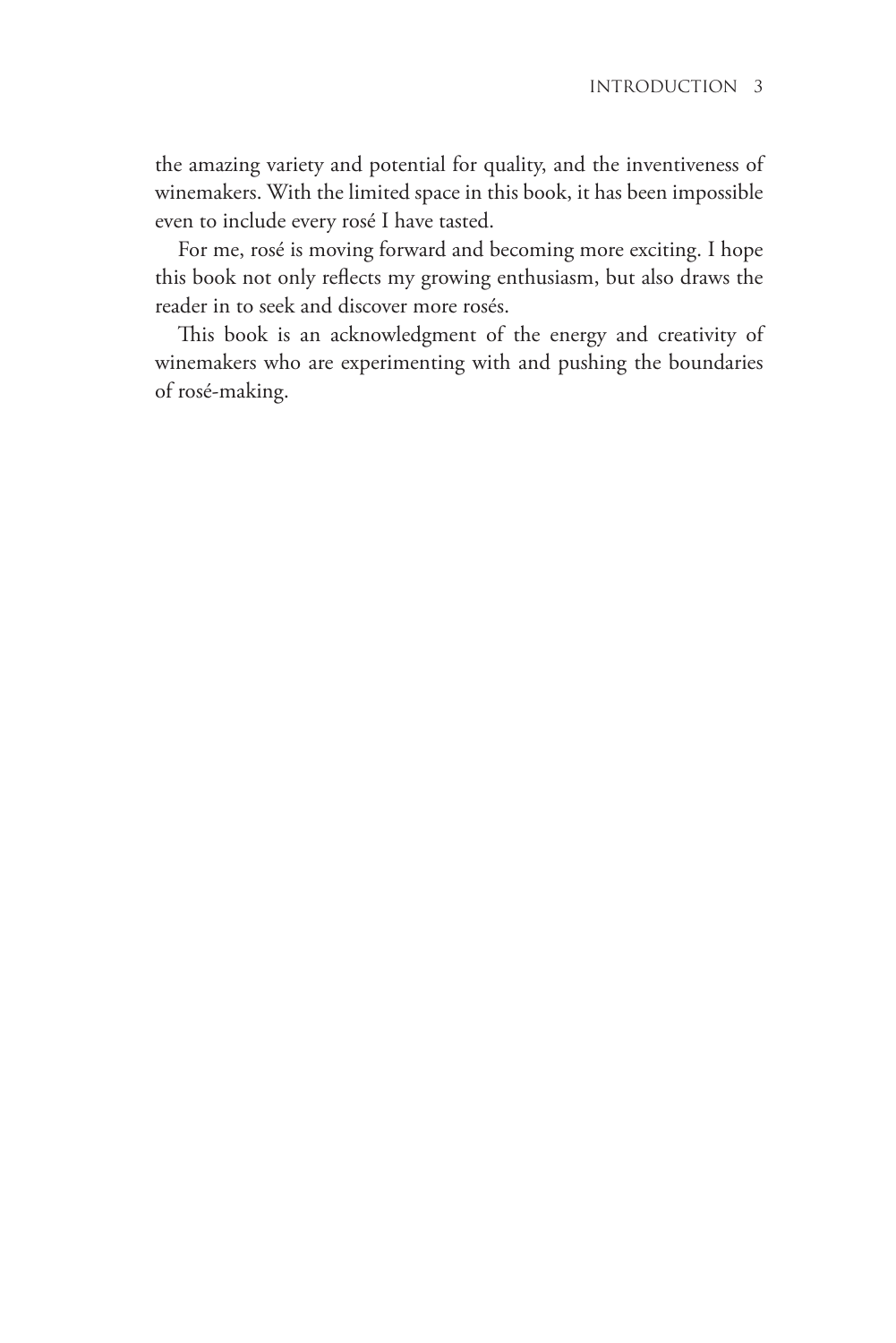the amazing variety and potential for quality, and the inventiveness of winemakers. With the limited space in this book, it has been impossible even to include every rosé I have tasted.

For me, rosé is moving forward and becoming more exciting. I hope this book not only reflects my growing enthusiasm, but also draws the reader in to seek and discover more rosés.

This book is an acknowledgment of the energy and creativity of winemakers who are experimenting with and pushing the boundaries of rosé-making.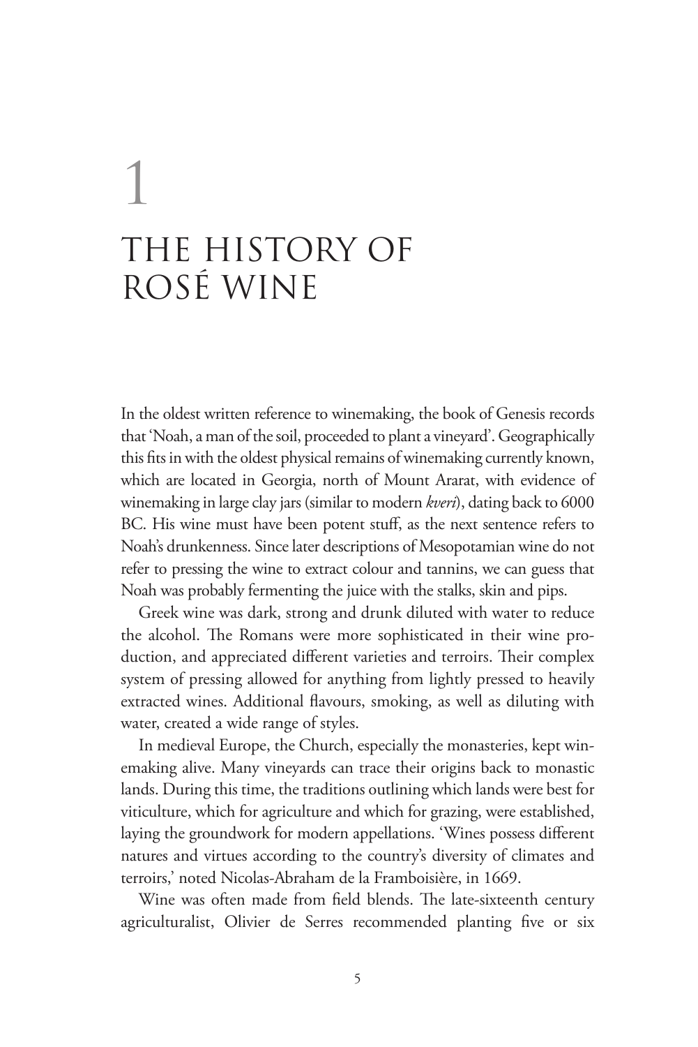# 1

# THE HISTORY OF ROSÉ WINE

In the oldest written reference to winemaking, the book of Genesis records that 'Noah, a man of the soil, proceeded to plant a vineyard'. Geographically this fits in with the oldest physical remains of winemaking currently known, which are located in Georgia, north of Mount Ararat, with evidence of winemaking in large clay jars (similar to modern *kveri*), dating back to 6000 BC. His wine must have been potent stuff, as the next sentence refers to Noah's drunkenness. Since later descriptions of Mesopotamian wine do not refer to pressing the wine to extract colour and tannins, we can guess that Noah was probably fermenting the juice with the stalks, skin and pips.

Greek wine was dark, strong and drunk diluted with water to reduce the alcohol. The Romans were more sophisticated in their wine production, and appreciated different varieties and terroirs. Their complex system of pressing allowed for anything from lightly pressed to heavily extracted wines. Additional flavours, smoking, as well as diluting with water, created a wide range of styles.

In medieval Europe, the Church, especially the monasteries, kept winemaking alive. Many vineyards can trace their origins back to monastic lands. During this time, the traditions outlining which lands were best for viticulture, which for agriculture and which for grazing, were established, laying the groundwork for modern appellations. 'Wines possess different natures and virtues according to the country's diversity of climates and terroirs,' noted Nicolas-Abraham de la Framboisière, in 1669.

Wine was often made from field blends. The late-sixteenth century agriculturalist, Olivier de Serres recommended planting five or six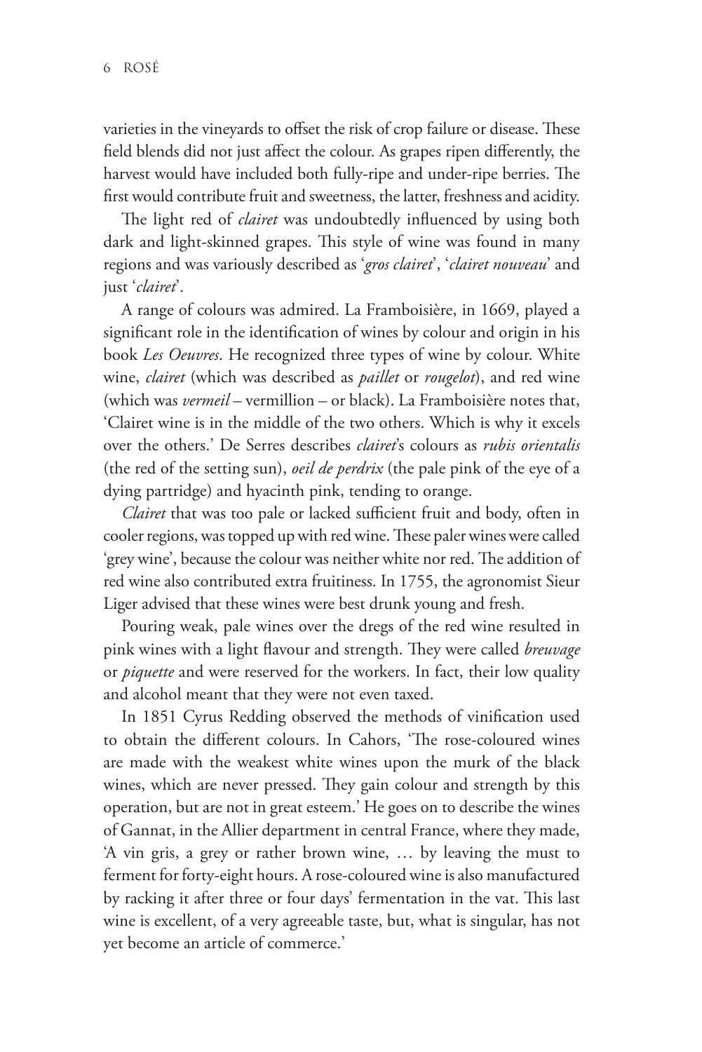varieties in the vineyards to offset the risk of crop failure or disease. These field blends did not just affect the colour. As grapes ripen differently, the harvest would have included both fully-ripe and under-ripe berries. The first would contribute fruit and sweetness, the latter, freshness and acidity.

The light red of *clairet* was undoubtedly influenced by using both dark and light-skinned grapes. This style of wine was found in many regions and was variously described as '*gros clairet*', '*clairet nouveau*' and just '*clairet*'.

A range of colours was admired. La Framboisière, in 1669, played a significant role in the identification of wines by colour and origin in his book *Les Oeuvres*. He recognized three types of wine by colour. White wine, *clairet* (which was described as *paillet* or *rougelot*), and red wine (which was *vermeil* – vermillion – or black). La Framboisière notes that, 'Clairet wine is in the middle of the two others. Which is why it excels over the others.' De Serres describes *clairet*'s colours as *rubis orientalis* (the red of the setting sun), *oeil de perdrix* (the pale pink of the eye of a dying partridge) and hyacinth pink, tending to orange.

*Clairet* that was too pale or lacked sufficient fruit and body, often in cooler regions, was topped up with red wine. These paler wines were called 'grey wine', because the colour was neither white nor red. The addition of red wine also contributed extra fruitiness. In 1755, the agronomist Sieur Liger advised that these wines were best drunk young and fresh.

Pouring weak, pale wines over the dregs of the red wine resulted in pink wines with a light flavour and strength. They were called *breuvage* or *piquette* and were reserved for the workers. In fact, their low quality and alcohol meant that they were not even taxed.

In 1851 Cyrus Redding observed the methods of vinification used to obtain the different colours. In Cahors, 'The rose-coloured wines are made with the weakest white wines upon the murk of the black wines, which are never pressed. They gain colour and strength by this operation, but are not in great esteem.' He goes on to describe the wines of Gannat, in the Allier department in central France, where they made, 'A vin gris, a grey or rather brown wine, … by leaving the must to ferment for forty-eight hours. A rose-coloured wine is also manufactured by racking it after three or four days' fermentation in the vat. This last wine is excellent, of a very agreeable taste, but, what is singular, has not yet become an article of commerce.'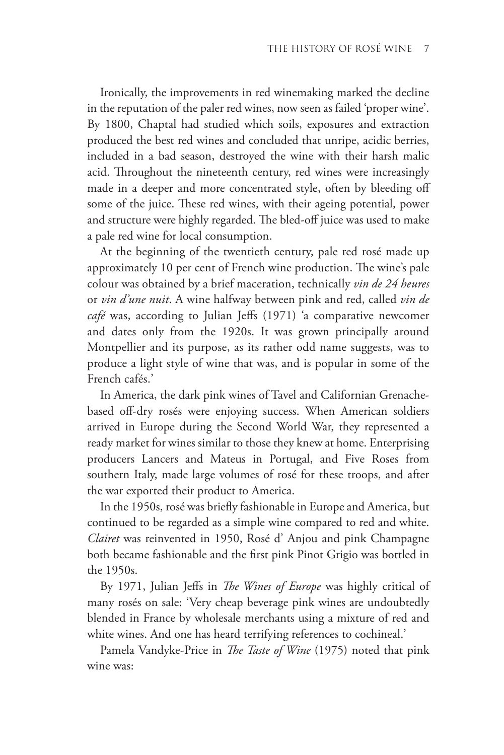Ironically, the improvements in red winemaking marked the decline in the reputation of the paler red wines, now seen as failed 'proper wine'. By 1800, Chaptal had studied which soils, exposures and extraction produced the best red wines and concluded that unripe, acidic berries, included in a bad season, destroyed the wine with their harsh malic acid. Throughout the nineteenth century, red wines were increasingly made in a deeper and more concentrated style, often by bleeding off some of the juice. These red wines, with their ageing potential, power and structure were highly regarded. The bled-off juice was used to make a pale red wine for local consumption.

At the beginning of the twentieth century, pale red rosé made up approximately 10 per cent of French wine production. The wine's pale colour was obtained by a brief maceration, technically *vin de 24 heures* or *vin d'une nuit*. A wine halfway between pink and red, called *vin de café* was, according to Julian Jeffs (1971) 'a comparative newcomer and dates only from the 1920s. It was grown principally around Montpellier and its purpose, as its rather odd name suggests, was to produce a light style of wine that was, and is popular in some of the French cafés.'

In America, the dark pink wines of Tavel and Californian Grenache-based off-dry rosés were enjoying success. When American soldiers arrived in Europe during the Second World War, they represented a ready market for wines similar to those they knew at home. Enterprising producers Lancers and Mateus in Portugal, and Five Roses from southern Italy, made large volumes of rosé for these troops, and after the war exported their product to America.

In the 1950s, rosé was briefly fashionable in Europe and America, but continued to be regarded as a simple wine compared to red and white. *Clairet* was reinvented in 1950, Rosé d' Anjou and pink Champagne both became fashionable and the first pink Pinot Grigio was bottled in the 1950s.

By 1971, Julian Jeffs in *The Wines of Europe* was highly critical of many rosés on sale: 'Very cheap beverage pink wines are undoubtedly blended in France by wholesale merchants using a mixture of red and white wines. And one has heard terrifying references to cochineal.'

Pamela Vandyke-Price in *The Taste of Wine* (1975) noted that pink wine was: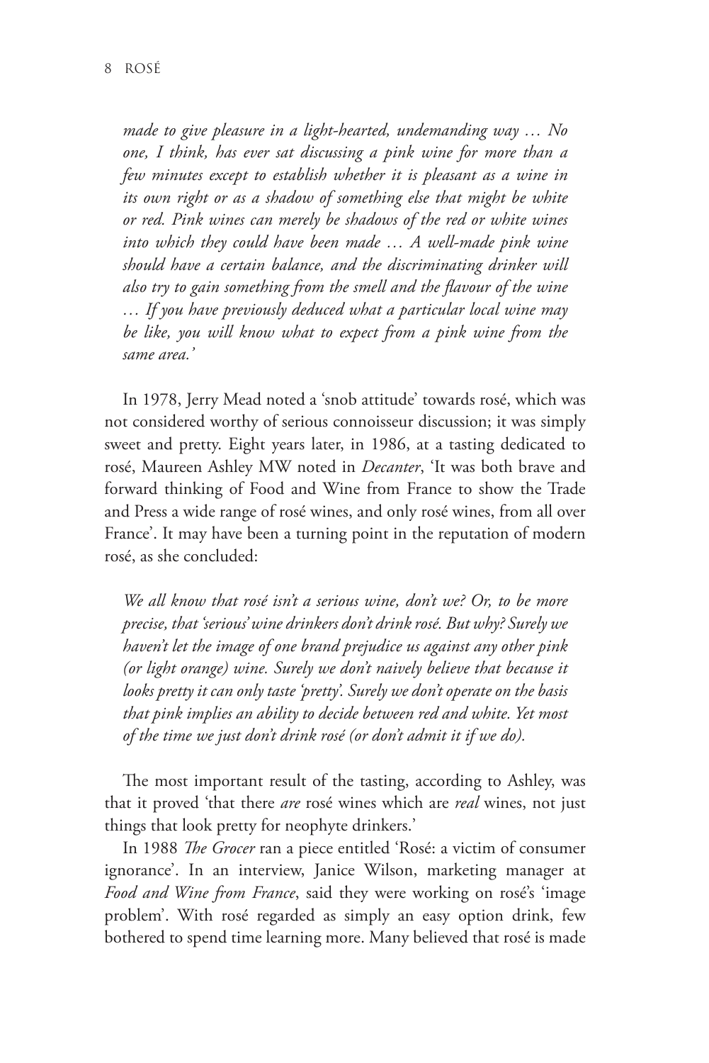*made to give pleasure in a light-hearted, undemanding way … No one, I think, has ever sat discussing a pink wine for more than a few minutes except to establish whether it is pleasant as a wine in its own right or as a shadow of something else that might be white or red. Pink wines can merely be shadows of the red or white wines into which they could have been made … A well-made pink wine should have a certain balance, and the discriminating drinker will also try to gain something from the smell and the flavour of the wine … If you have previously deduced what a particular local wine may be like, you will know what to expect from a pink wine from the same area.'*

In 1978, Jerry Mead noted a 'snob attitude' towards rosé, which was not considered worthy of serious connoisseur discussion; it was simply sweet and pretty. Eight years later, in 1986, at a tasting dedicated to rosé, Maureen Ashley MW noted in *Decanter*, 'It was both brave and forward thinking of Food and Wine from France to show the Trade and Press a wide range of rosé wines, and only rosé wines, from all over France'. It may have been a turning point in the reputation of modern rosé, as she concluded:

*We all know that rosé isn't a serious wine, don't we? Or, to be more precise, that 'serious' wine drinkers don't drink rosé. But why? Surely we haven't let the image of one brand prejudice us against any other pink (or light orange) wine. Surely we don't naively believe that because it looks pretty it can only taste 'pretty'. Surely we don't operate on the basis that pink implies an ability to decide between red and white. Yet most of the time we just don't drink rosé (or don't admit it if we do).*

The most important result of the tasting, according to Ashley, was that it proved 'that there *are* rosé wines which are *real* wines, not just things that look pretty for neophyte drinkers.'

In 1988 *The Grocer* ran a piece entitled 'Rosé: a victim of consumer ignorance'. In an interview, Janice Wilson, marketing manager at *Food and Wine from France*, said they were working on rosé's 'image problem'. With rosé regarded as simply an easy option drink, few bothered to spend time learning more. Many believed that rosé is made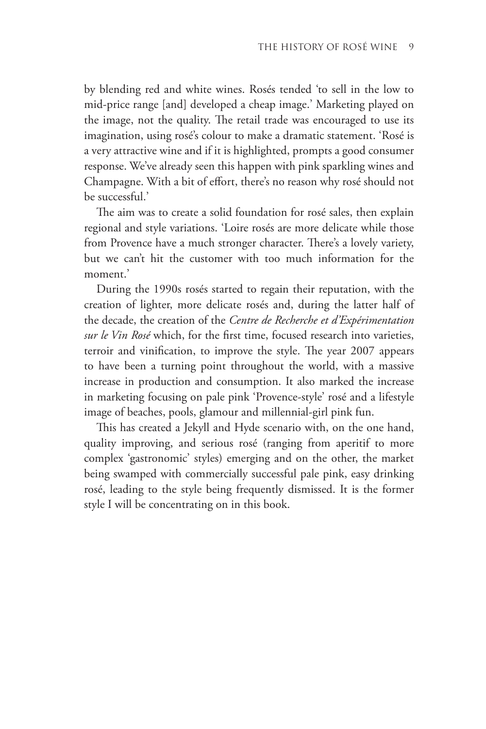by blending red and white wines. Rosés tended 'to sell in the low to mid-price range [and] developed a cheap image.' Marketing played on the image, not the quality. The retail trade was encouraged to use its imagination, using rosé's colour to make a dramatic statement. 'Rosé is a very attractive wine and if it is highlighted, prompts a good consumer response. We've already seen this happen with pink sparkling wines and Champagne. With a bit of effort, there's no reason why rosé should not be successful.'

The aim was to create a solid foundation for rosé sales, then explain regional and style variations. 'Loire rosés are more delicate while those from Provence have a much stronger character. There's a lovely variety, but we can't hit the customer with too much information for the moment.'

During the 1990s rosés started to regain their reputation, with the creation of lighter, more delicate rosés and, during the latter half of the decade, the creation of the *Centre de Recherche et d'Expérimentation sur le Vin Rosé* which, for the first time, focused research into varieties, terroir and vinification, to improve the style. The year 2007 appears to have been a turning point throughout the world, with a massive increase in production and consumption. It also marked the increase in marketing focusing on pale pink 'Provence-style' rosé and a lifestyle image of beaches, pools, glamour and millennial-girl pink fun.

This has created a Jekyll and Hyde scenario with, on the one hand, quality improving, and serious rosé (ranging from aperitif to more complex 'gastronomic' styles) emerging and on the other, the market being swamped with commercially successful pale pink, easy drinking rosé, leading to the style being frequently dismissed. It is the former style I will be concentrating on in this book.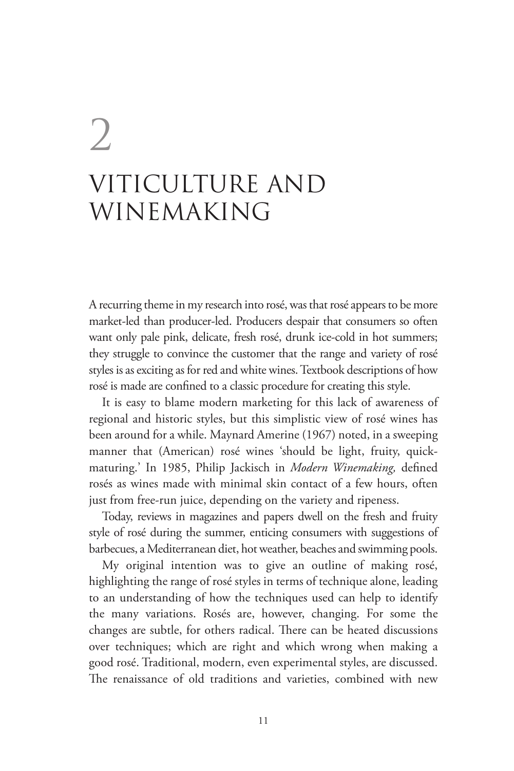# 2

# VITICULTURE AND WINEMAKING

A recurring theme in my research into rosé, was that rosé appears to be more market-led than producer-led. Producers despair that consumers so often want only pale pink, delicate, fresh rosé, drunk ice-cold in hot summers; they struggle to convince the customer that the range and variety of rosé styles is as exciting as for red and white wines. Textbook descriptions of how rosé is made are confined to a classic procedure for creating this style.

It is easy to blame modern marketing for this lack of awareness of regional and historic styles, but this simplistic view of rosé wines has been around for a while. Maynard Amerine (1967) noted, in a sweeping manner that (American) rosé wines 'should be light, fruity, quick-maturing.' In 1985, Philip Jackisch in *Modern Winemaking,* defined rosés as wines made with minimal skin contact of a few hours, often just from free-run juice, depending on the variety and ripeness.

Today, reviews in magazines and papers dwell on the fresh and fruity style of rosé during the summer, enticing consumers with suggestions of barbecues, a Mediterranean diet, hot weather, beaches and swimming pools.

My original intention was to give an outline of making rosé, highlighting the range of rosé styles in terms of technique alone, leading to an understanding of how the techniques used can help to identify the many variations. Rosés are, however, changing. For some the changes are subtle, for others radical. There can be heated discussions over techniques; which are right and which wrong when making a good rosé. Traditional, modern, even experimental styles, are discussed. The renaissance of old traditions and varieties, combined with new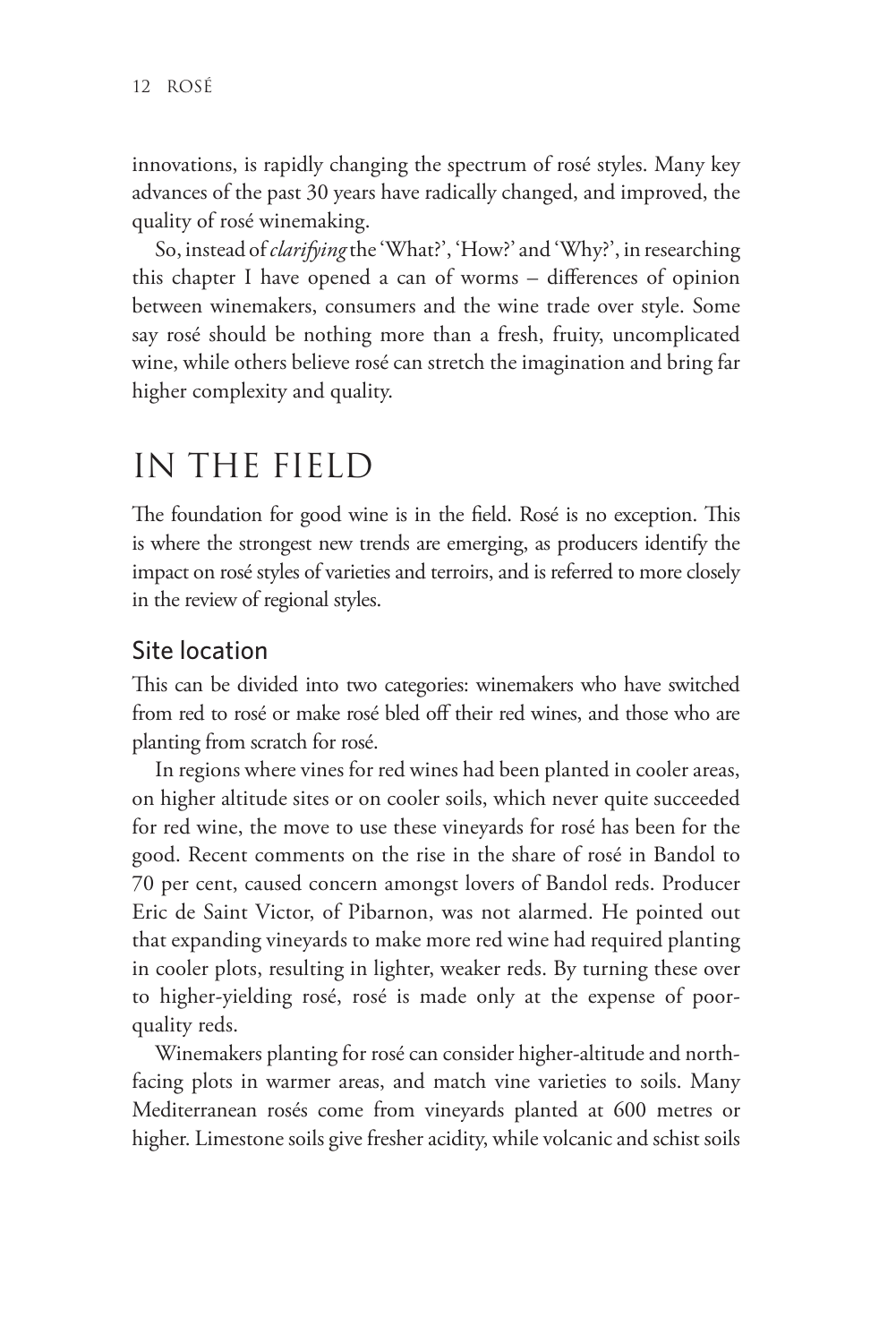innovations, is rapidly changing the spectrum of rosé styles. Many key advances of the past 30 years have radically changed, and improved, the quality of rosé winemaking.

So, instead of *clarifying* the 'What?', 'How?' and 'Why?', in researching this chapter I have opened a can of worms – differences of opinion between winemakers, consumers and the wine trade over style. Some say rosé should be nothing more than a fresh, fruity, uncomplicated wine, while others believe rosé can stretch the imagination and bring far higher complexity and quality.

# IN THE FIELD

The foundation for good wine is in the field. Rosé is no exception. This is where the strongest new trends are emerging, as producers identify the impact on rosé styles of varieties and terroirs, and is referred to more closely in the review of regional styles.

## Site location

This can be divided into two categories: winemakers who have switched from red to rosé or make rosé bled off their red wines, and those who are planting from scratch for rosé.

In regions where vines for red wines had been planted in cooler areas, on higher altitude sites or on cooler soils, which never quite succeeded for red wine, the move to use these vineyards for rosé has been for the good. Recent comments on the rise in the share of rosé in Bandol to 70 per cent, caused concern amongst lovers of Bandol reds. Producer Eric de Saint Victor, of Pibarnon, was not alarmed. He pointed out that expanding vineyards to make more red wine had required planting in cooler plots, resulting in lighter, weaker reds. By turning these over to higher-yielding rosé, rosé is made only at the expense of poor-quality reds.

Winemakers planting for rosé can consider higher-altitude and north-facing plots in warmer areas, and match vine varieties to soils. Many Mediterranean rosés come from vineyards planted at 600 metres or higher. Limestone soils give fresher acidity, while volcanic and schist soils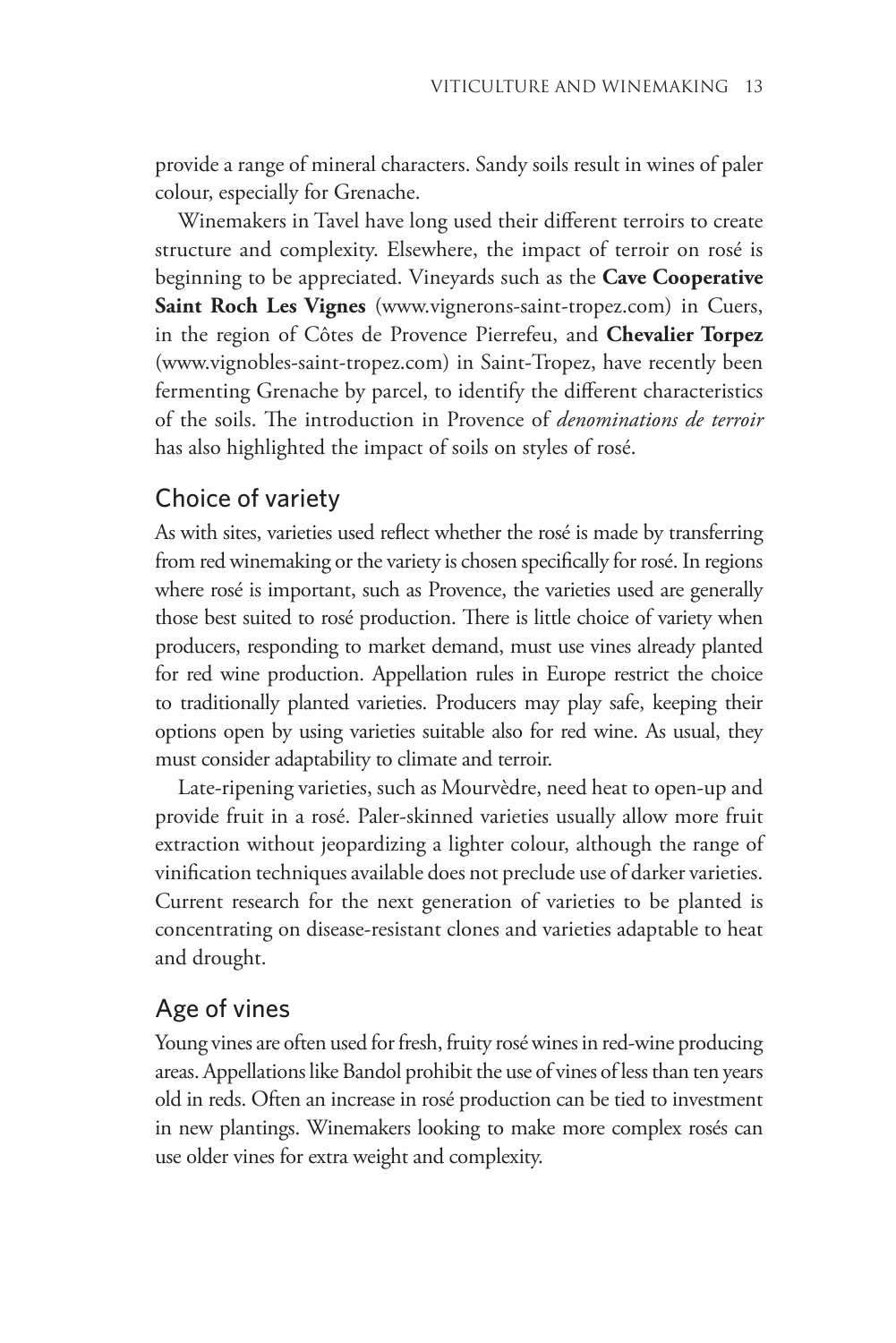provide a range of mineral characters. Sandy soils result in wines of paler colour, especially for Grenache.

Winemakers in Tavel have long used their different terroirs to create structure and complexity. Elsewhere, the impact of terroir on rosé is beginning to be appreciated. Vineyards such as the **Cave Cooperative Saint Roch Les Vignes** (www.vignerons-saint-tropez.com) in Cuers, in the region of Côtes de Provence Pierrefeu, and **Chevalier Torpez** (www.vignobles-saint-tropez.com) in Saint-Tropez, have recently been fermenting Grenache by parcel, to identify the different characteristics of the soils. The introduction in Provence of *denominations de terroir* has also highlighted the impact of soils on styles of rosé.

## Choice of variety

As with sites, varieties used reflect whether the rosé is made by transferring from red winemaking or the variety is chosen specifically for rosé. In regions where rosé is important, such as Provence, the varieties used are generally those best suited to rosé production. There is little choice of variety when producers, responding to market demand, must use vines already planted for red wine production. Appellation rules in Europe restrict the choice to traditionally planted varieties. Producers may play safe, keeping their options open by using varieties suitable also for red wine. As usual, they must consider adaptability to climate and terroir.

Late-ripening varieties, such as Mourvèdre, need heat to open-up and provide fruit in a rosé. Paler-skinned varieties usually allow more fruit extraction without jeopardizing a lighter colour, although the range of vinification techniques available does not preclude use of darker varieties. Current research for the next generation of varieties to be planted is concentrating on disease-resistant clones and varieties adaptable to heat and drought.

## Age of vines

Young vines are often used for fresh, fruity rosé wines in red-wine producing areas. Appellations like Bandol prohibit the use of vines of less than ten years old in reds. Often an increase in rosé production can be tied to investment in new plantings. Winemakers looking to make more complex rosés can use older vines for extra weight and complexity.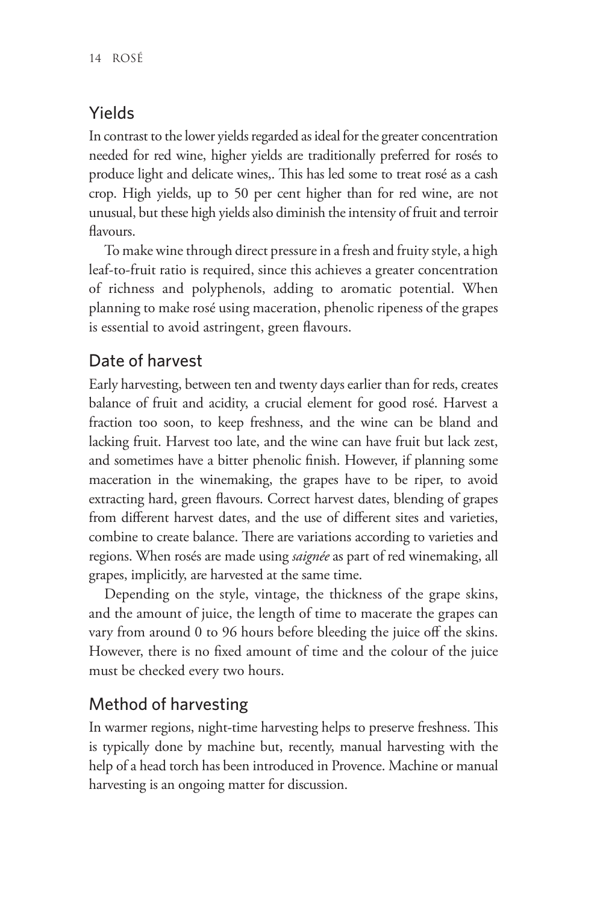## Yields

In contrast to the lower yields regarded as ideal for the greater concentration needed for red wine, higher yields are traditionally preferred for rosés to produce light and delicate wines,. This has led some to treat rosé as a cash crop. High yields, up to 50 per cent higher than for red wine, are not unusual, but these high yields also diminish the intensity of fruit and terroir flavours.

To make wine through direct pressure in a fresh and fruity style, a high leaf-to-fruit ratio is required, since this achieves a greater concentration of richness and polyphenols, adding to aromatic potential. When planning to make rosé using maceration, phenolic ripeness of the grapes is essential to avoid astringent, green flavours.

## Date of harvest

Early harvesting, between ten and twenty days earlier than for reds, creates balance of fruit and acidity, a crucial element for good rosé. Harvest a fraction too soon, to keep freshness, and the wine can be bland and lacking fruit. Harvest too late, and the wine can have fruit but lack zest, and sometimes have a bitter phenolic finish. However, if planning some maceration in the winemaking, the grapes have to be riper, to avoid extracting hard, green flavours. Correct harvest dates, blending of grapes from different harvest dates, and the use of different sites and varieties, combine to create balance. There are variations according to varieties and regions. When rosés are made using *saignée* as part of red winemaking, all grapes, implicitly, are harvested at the same time.

Depending on the style, vintage, the thickness of the grape skins, and the amount of juice, the length of time to macerate the grapes can vary from around 0 to 96 hours before bleeding the juice off the skins. However, there is no fixed amount of time and the colour of the juice must be checked every two hours.

## Method of harvesting

In warmer regions, night-time harvesting helps to preserve freshness. This is typically done by machine but, recently, manual harvesting with the help of a head torch has been introduced in Provence. Machine or manual harvesting is an ongoing matter for discussion.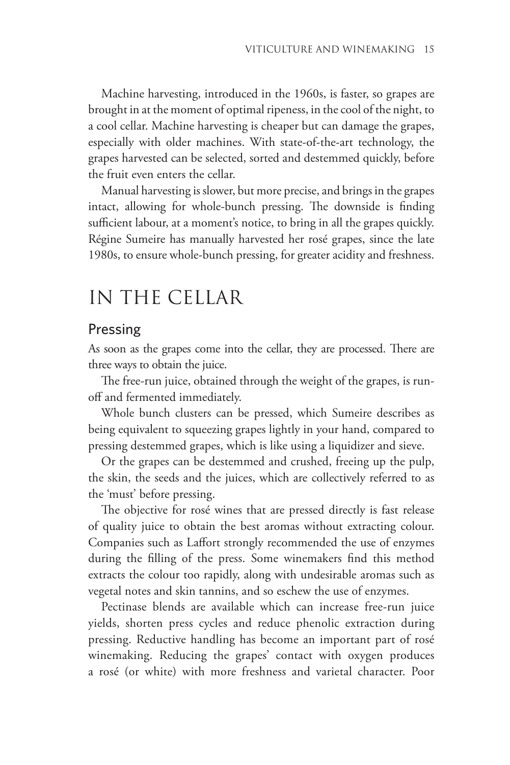Machine harvesting, introduced in the 1960s, is faster, so grapes are brought in at the moment of optimal ripeness, in the cool of the night, to a cool cellar. Machine harvesting is cheaper but can damage the grapes, especially with older machines. With state-of-the-art technology, the grapes harvested can be selected, sorted and destemmed quickly, before the fruit even enters the cellar.

Manual harvesting is slower, but more precise, and brings in the grapes intact, allowing for whole-bunch pressing. The downside is finding sufficient labour, at a moment's notice, to bring in all the grapes quickly. Régine Sumeire has manually harvested her rosé grapes, since the late 1980s, to ensure whole-bunch pressing, for greater acidity and freshness.

# IN THE CELLAR

## Pressing

As soon as the grapes come into the cellar, they are processed. There are three ways to obtain the juice.

The free-run juice, obtained through the weight of the grapes, is run-off and fermented immediately.

Whole bunch clusters can be pressed, which Sumeire describes as being equivalent to squeezing grapes lightly in your hand, compared to pressing destemmed grapes, which is like using a liquidizer and sieve.

Or the grapes can be destemmed and crushed, freeing up the pulp, the skin, the seeds and the juices, which are collectively referred to as the 'must' before pressing.

The objective for rosé wines that are pressed directly is fast release of quality juice to obtain the best aromas without extracting colour. Companies such as Laffort strongly recommended the use of enzymes during the filling of the press. Some winemakers find this method extracts the colour too rapidly, along with undesirable aromas such as vegetal notes and skin tannins, and so eschew the use of enzymes.

Pectinase blends are available which can increase free-run juice yields, shorten press cycles and reduce phenolic extraction during pressing. Reductive handling has become an important part of rosé winemaking. Reducing the grapes' contact with oxygen produces a rosé (or white) with more freshness and varietal character. Poor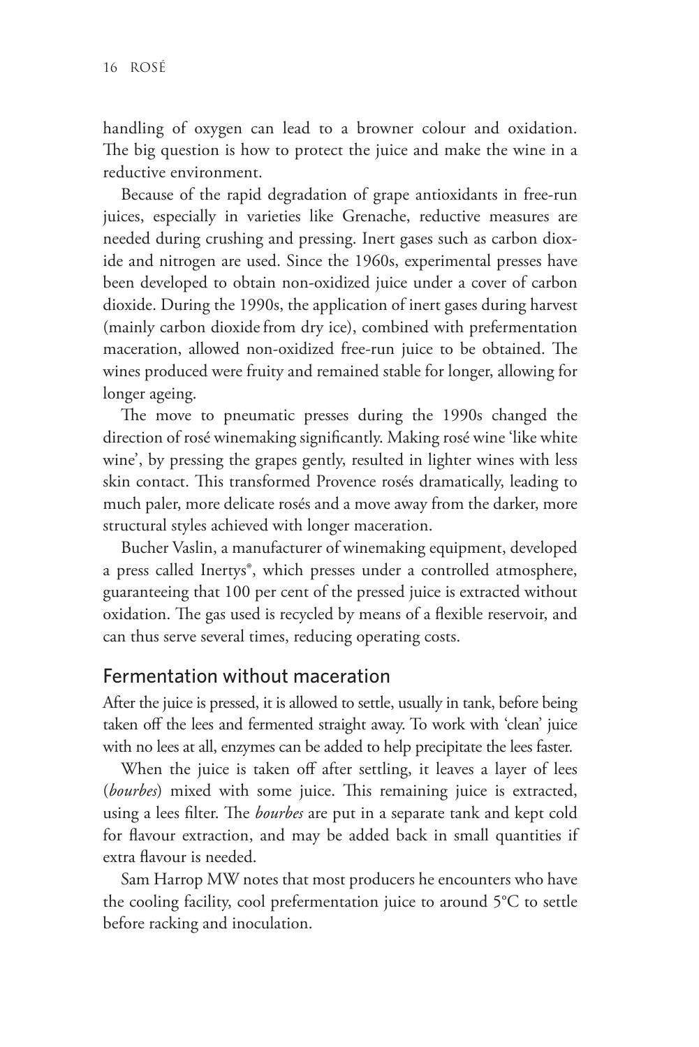handling of oxygen can lead to a browner colour and oxidation. The big question is how to protect the juice and make the wine in a reductive environment.

Because of the rapid degradation of grape antioxidants in free-run juices, especially in varieties like Grenache, reductive measures are needed during crushing and pressing. Inert gases such as carbon dioxide and nitrogen are used. Since the 1960s, experimental presses have been developed to obtain non-oxidized juice under a cover of carbon dioxide. During the 1990s, the application of inert gases during harvest (mainly carbon dioxide from dry ice), combined with prefermentation maceration, allowed non-oxidized free-run juice to be obtained. The wines produced were fruity and remained stable for longer, allowing for longer ageing.

The move to pneumatic presses during the 1990s changed the direction of rosé winemaking significantly. Making rosé wine 'like white wine', by pressing the grapes gently, resulted in lighter wines with less skin contact. This transformed Provence rosés dramatically, leading to much paler, more delicate rosés and a move away from the darker, more structural styles achieved with longer maceration.

Bucher Vaslin, a manufacturer of winemaking equipment, developed a press called Inertys®, which presses under a controlled atmosphere, guaranteeing that 100 per cent of the pressed juice is extracted without oxidation. The gas used is recycled by means of a flexible reservoir, and can thus serve several times, reducing operating costs.

## Fermentation without maceration

After the juice is pressed, it is allowed to settle, usually in tank, before being taken off the lees and fermented straight away. To work with 'clean' juice with no lees at all, enzymes can be added to help precipitate the lees faster.

When the juice is taken off after settling, it leaves a layer of lees (*bourbes*) mixed with some juice. This remaining juice is extracted, using a lees filter. The *bourbes* are put in a separate tank and kept cold for flavour extraction, and may be added back in small quantities if extra flavour is needed.

Sam Harrop MW notes that most producers he encounters who have the cooling facility, cool prefermentation juice to around 5°C to settle before racking and inoculation.